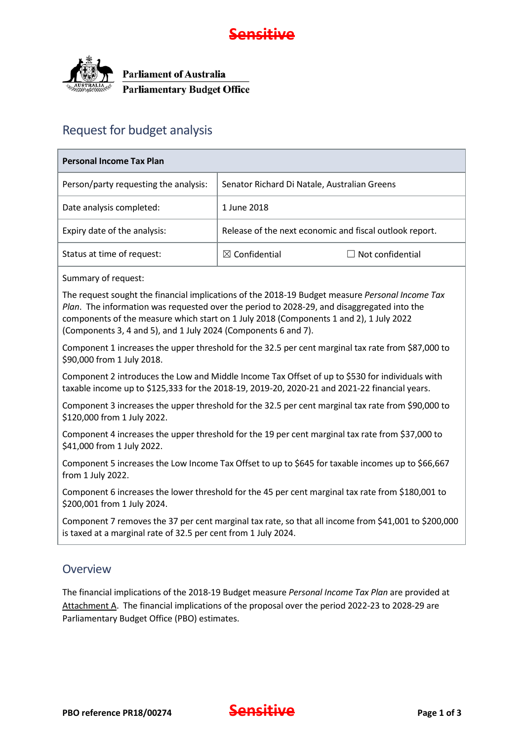Sensitive

Parliament of Australia
Parliamentary Budget Office

# Request for budget analysis

| Personal Income Tax Plan | |
|---|---|
| Person/party requesting the analysis: | Senator Richard Di Natale, Australian Greens |
| Date analysis completed: | 1 June 2018 |
| Expiry date of the analysis: | Release of the next economic and fiscal outlook report. |
| Status at time of request: | ☒ Confidential ☐ Not confidential |

Summary of request:

The request sought the financial implications of the 2018-19 Budget measure *Personal Income Tax Plan*. The information was requested over the period to 2028-29, and disaggregated into the components of the measure which start on 1 July 2018 (Components 1 and 2), 1 July 2022 (Components 3, 4 and 5), and 1 July 2024 (Components 6 and 7).

Component 1 increases the upper threshold for the 32.5 per cent marginal tax rate from $87,000 to $90,000 from 1 July 2018.

Component 2 introduces the Low and Middle Income Tax Offset of up to $530 for individuals with taxable income up to $125,333 for the 2018-19, 2019-20, 2020-21 and 2021-22 financial years.

Component 3 increases the upper threshold for the 32.5 per cent marginal tax rate from $90,000 to $120,000 from 1 July 2022.

Component 4 increases the upper threshold for the 19 per cent marginal tax rate from $37,000 to $41,000 from 1 July 2022.

Component 5 increases the Low Income Tax Offset to up to $645 for taxable incomes up to $66,667 from 1 July 2022.

Component 6 increases the lower threshold for the 45 per cent marginal tax rate from $180,001 to $200,001 from 1 July 2024.

Component 7 removes the 37 per cent marginal tax rate, so that all income from $41,001 to $200,000 is taxed at a marginal rate of 32.5 per cent from 1 July 2024.

## Overview

The financial implications of the 2018-19 Budget measure *Personal Income Tax Plan* are provided at Attachment A. The financial implications of the proposal over the period 2022-23 to 2028-29 are Parliamentary Budget Office (PBO) estimates.

PBO reference PR18/00274

Sensitive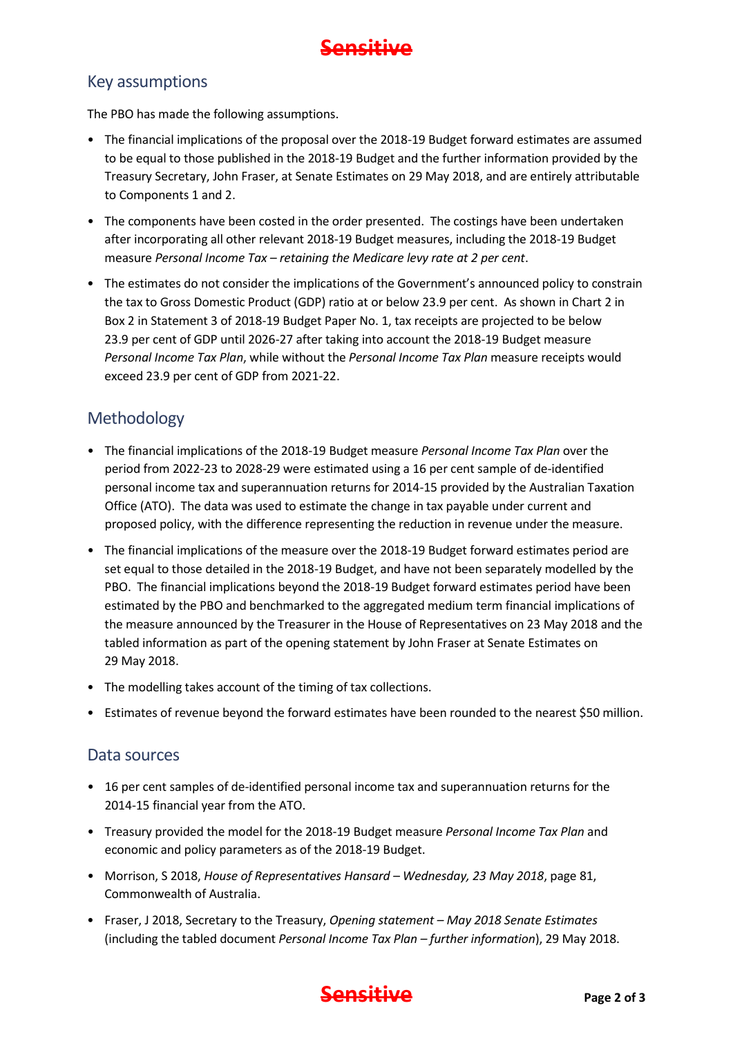## Key assumptions

The PBO has made the following assumptions.

- The financial implications of the proposal over the 2018-19 Budget forward estimates are assumed to be equal to those published in the 2018-19 Budget and the further information provided by the Treasury Secretary, John Fraser, at Senate Estimates on 29 May 2018, and are entirely attributable to Components 1 and 2.
- The components have been costed in the order presented. The costings have been undertaken after incorporating all other relevant 2018-19 Budget measures, including the 2018-19 Budget measure *Personal Income Tax – retaining the Medicare levy rate at 2 per cent*.
- The estimates do not consider the implications of the Government's announced policy to constrain the tax to Gross Domestic Product (GDP) ratio at or below 23.9 per cent. As shown in Chart 2 in Box 2 in Statement 3 of 2018-19 Budget Paper No. 1, tax receipts are projected to be below 23.9 per cent of GDP until 2026-27 after taking into account the 2018-19 Budget measure *Personal Income Tax Plan*, while without the *Personal Income Tax Plan* measure receipts would exceed 23.9 per cent of GDP from 2021-22.

## Methodology

- The financial implications of the 2018-19 Budget measure *Personal Income Tax Plan* over the period from 2022-23 to 2028-29 were estimated using a 16 per cent sample of de-identified personal income tax and superannuation returns for 2014-15 provided by the Australian Taxation Office (ATO). The data was used to estimate the change in tax payable under current and proposed policy, with the difference representing the reduction in revenue under the measure.
- The financial implications of the measure over the 2018-19 Budget forward estimates period are set equal to those detailed in the 2018-19 Budget, and have not been separately modelled by the PBO. The financial implications beyond the 2018-19 Budget forward estimates period have been estimated by the PBO and benchmarked to the aggregated medium term financial implications of the measure announced by the Treasurer in the House of Representatives on 23 May 2018 and the tabled information as part of the opening statement by John Fraser at Senate Estimates on 29 May 2018.
- The modelling takes account of the timing of tax collections.
- Estimates of revenue beyond the forward estimates have been rounded to the nearest $50 million.

## Data sources

- 16 per cent samples of de-identified personal income tax and superannuation returns for the 2014-15 financial year from the ATO.
- Treasury provided the model for the 2018-19 Budget measure *Personal Income Tax Plan* and economic and policy parameters as of the 2018-19 Budget.
- Morrison, S 2018, *House of Representatives Hansard – Wednesday, 23 May 2018*, page 81, Commonwealth of Australia.
- Fraser, J 2018, Secretary to the Treasury, *Opening statement – May 2018 Senate Estimates* (including the tabled document *Personal Income Tax Plan – further information*), 29 May 2018.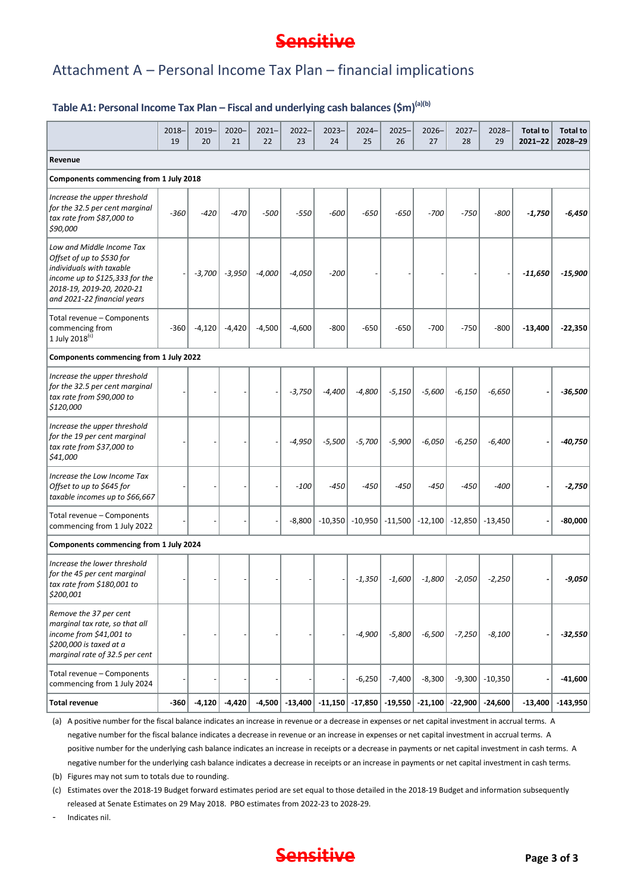Sensitive

# Attachment A – Personal Income Tax Plan – financial implications

### Table A1: Personal Income Tax Plan – Fiscal and underlying cash balances ($m)[(a)(b)]

| | 2018–19 | 2019–20 | 2020–21 | 2021–22 | 2022–23 | 2023–24 | 2024–25 | 2025–26 | 2026–27 | 2027–28 | 2028–29 | Total to 2021–22 | Total to 2028–29 |
|---|---|---|---|---|---|---|---|---|---|---|---|---|---|
| **Revenue** | | | | | | | | | | | | | |
| **Components commencing from 1 July 2018** | | | | | | | | | | | | | |
| *Increase the upper threshold for the 32.5 per cent marginal tax rate from $87,000 to $90,000* | *-360* | *-420* | *-470* | *-500* | *-550* | *-600* | *-650* | *-650* | *-700* | *-750* | *-800* | ***-1,750*** | ***-6,450*** |
| *Low and Middle Income Tax Offset of up to $530 for individuals with taxable income up to $125,333 for the 2018-19, 2019-20, 2020-21 and 2021-22 financial years* | - | *-3,700* | *-3,950* | *-4,000* | *-4,050* | *-200* | - | - | - | - | - | ***-11,650*** | ***-15,900*** |
| Total revenue – Components commencing from 1 July 2018[(c)] | -360 | -4,120 | -4,420 | -4,500 | -4,600 | -800 | -650 | -650 | -700 | -750 | -800 | **-13,400** | **-22,350** |
| **Components commencing from 1 July 2022** | | | | | | | | | | | | | |
| *Increase the upper threshold for the 32.5 per cent marginal tax rate from $90,000 to $120,000* | - | - | - | - | *-3,750* | *-4,400* | *-4,800* | *-5,150* | *-5,600* | *-6,150* | *-6,650* | - | ***-36,500*** |
| *Increase the upper threshold for the 19 per cent marginal tax rate from $37,000 to $41,000* | - | - | - | - | *-4,950* | *-5,500* | *-5,700* | *-5,900* | *-6,050* | *-6,250* | *-6,400* | - | ***-40,750*** |
| *Increase the Low Income Tax Offset to up to $645 for taxable incomes up to $66,667* | - | - | - | - | *-100* | *-450* | *-450* | *-450* | *-450* | *-450* | *-400* | - | ***-2,750*** |
| Total revenue – Components commencing from 1 July 2022 | - | - | - | - | -8,800 | -10,350 | -10,950 | -11,500 | -12,100 | -12,850 | -13,450 | - | **-80,000** |
| **Components commencing from 1 July 2024** | | | | | | | | | | | | | |
| *Increase the lower threshold for the 45 per cent marginal tax rate from $180,001 to $200,001* | - | - | - | - | - | - | *-1,350* | *-1,600* | *-1,800* | *-2,050* | *-2,250* | - | ***-9,050*** |
| *Remove the 37 per cent marginal tax rate, so that all income from $41,001 to $200,000 is taxed at a marginal rate of 32.5 per cent* | - | - | - | - | - | - | *-4,900* | *-5,800* | *-6,500* | *-7,250* | *-8,100* | - | ***-32,550*** |
| Total revenue – Components commencing from 1 July 2024 | - | - | - | - | - | - | -6,250 | -7,400 | -8,300 | -9,300 | -10,350 | - | **-41,600** |
| **Total revenue** | **-360** | **-4,120** | **-4,420** | **-4,500** | **-13,400** | **-11,150** | **-17,850** | **-19,550** | **-21,100** | **-22,900** | **-24,600** | **-13,400** | **-143,950** |

(a) A positive number for the fiscal balance indicates an increase in revenue or a decrease in expenses or net capital investment in accrual terms. A negative number for the fiscal balance indicates a decrease in revenue or an increase in expenses or net capital investment in accrual terms. A positive number for the underlying cash balance indicates an increase in receipts or a decrease in payments or net capital investment in cash terms. A negative number for the underlying cash balance indicates a decrease in receipts or an increase in payments or net capital investment in cash terms.

(b) Figures may not sum to totals due to rounding.

(c) Estimates over the 2018-19 Budget forward estimates period are set equal to those detailed in the 2018-19 Budget and information subsequently released at Senate Estimates on 29 May 2018. PBO estimates from 2022-23 to 2028-29.

\- Indicates nil.

Sensitive